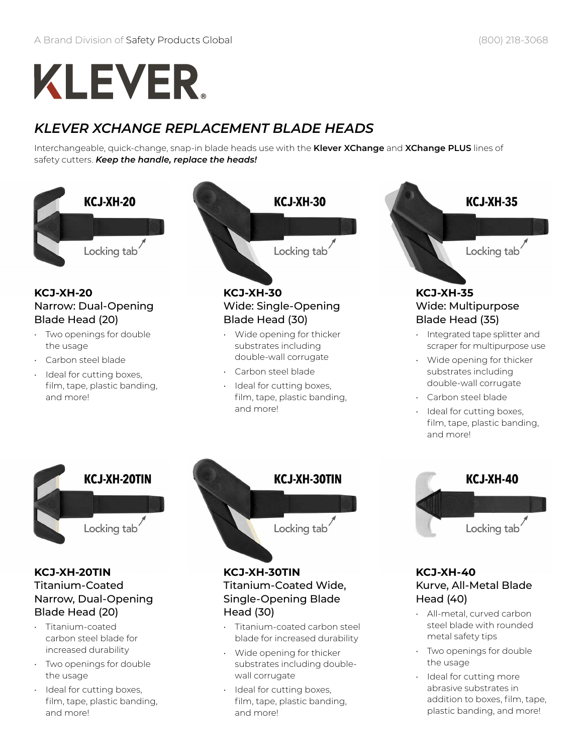A Brand Division of Safety Products Global

(800) 218-3068

# KLEVER®

## KLEVER XCHANGE REPLACEMENT BLADE HEADS

Interchangeable, quick-change, snap-in blade heads use with the **Klever XChange** and **XChange PLUS** lines of safety cutters. ***Keep the handle, replace the heads!***

### KCJ-XH-20
Narrow: Dual-Opening Blade Head (20)

- Two openings for double the usage
- Carbon steel blade
- Ideal for cutting boxes, film, tape, plastic banding, and more!

### KCJ-XH-30
Wide: Single-Opening Blade Head (30)

- Wide opening for thicker substrates including double-wall corrugate
- Carbon steel blade
- Ideal for cutting boxes, film, tape, plastic banding, and more!

### KCJ-XH-35
Wide: Multipurpose Blade Head (35)

- Integrated tape splitter and scraper for multipurpose use
- Wide opening for thicker substrates including double-wall corrugate
- Carbon steel blade
- Ideal for cutting boxes, film, tape, plastic banding, and more!

### KCJ-XH-20TIN
Titanium-Coated Narrow, Dual-Opening Blade Head (20)

- Titanium-coated carbon steel blade for increased durability
- Two openings for double the usage
- Ideal for cutting boxes, film, tape, plastic banding, and more!

### KCJ-XH-30TIN
Titanium-Coated Wide, Single-Opening Blade Head (30)

- Titanium-coated carbon steel blade for increased durability
- Wide opening for thicker substrates including double-wall corrugate
- Ideal for cutting boxes, film, tape, plastic banding, and more!

### KCJ-XH-40
Kurve, All-Metal Blade Head (40)

- All-metal, curved carbon steel blade with rounded metal safety tips
- Two openings for double the usage
- Ideal for cutting more abrasive substrates in addition to boxes, film, tape, plastic banding, and more!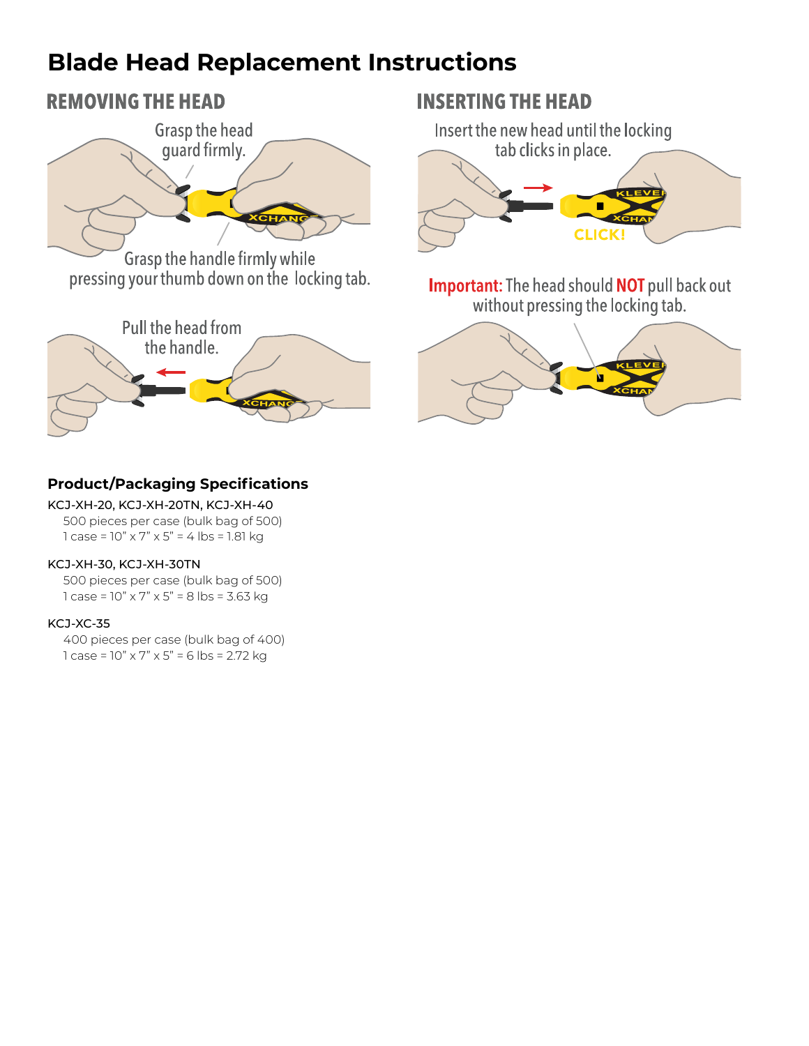# Blade Head Replacement Instructions

## REMOVING THE HEAD

Grasp the head guard firmly.

Grasp the handle firmly while pressing your thumb down on the locking tab.

Pull the head from the handle.

## INSERTING THE HEAD

Insert the new head until the locking tab clicks in place.

CLICK!

**Important:** The head should **NOT** pull back out without pressing the locking tab.

### Product/Packaging Specifications

KCJ-XH-20, KCJ-XH-20TN, KCJ-XH-40
500 pieces per case (bulk bag of 500)
1 case = 10" x 7" x 5" = 4 lbs = 1.81 kg

KCJ-XH-30, KCJ-XH-30TN
500 pieces per case (bulk bag of 500)
1 case = 10" x 7" x 5" = 8 lbs = 3.63 kg

KCJ-XC-35
400 pieces per case (bulk bag of 400)
1 case = 10" x 7" x 5" = 6 lbs = 2.72 kg